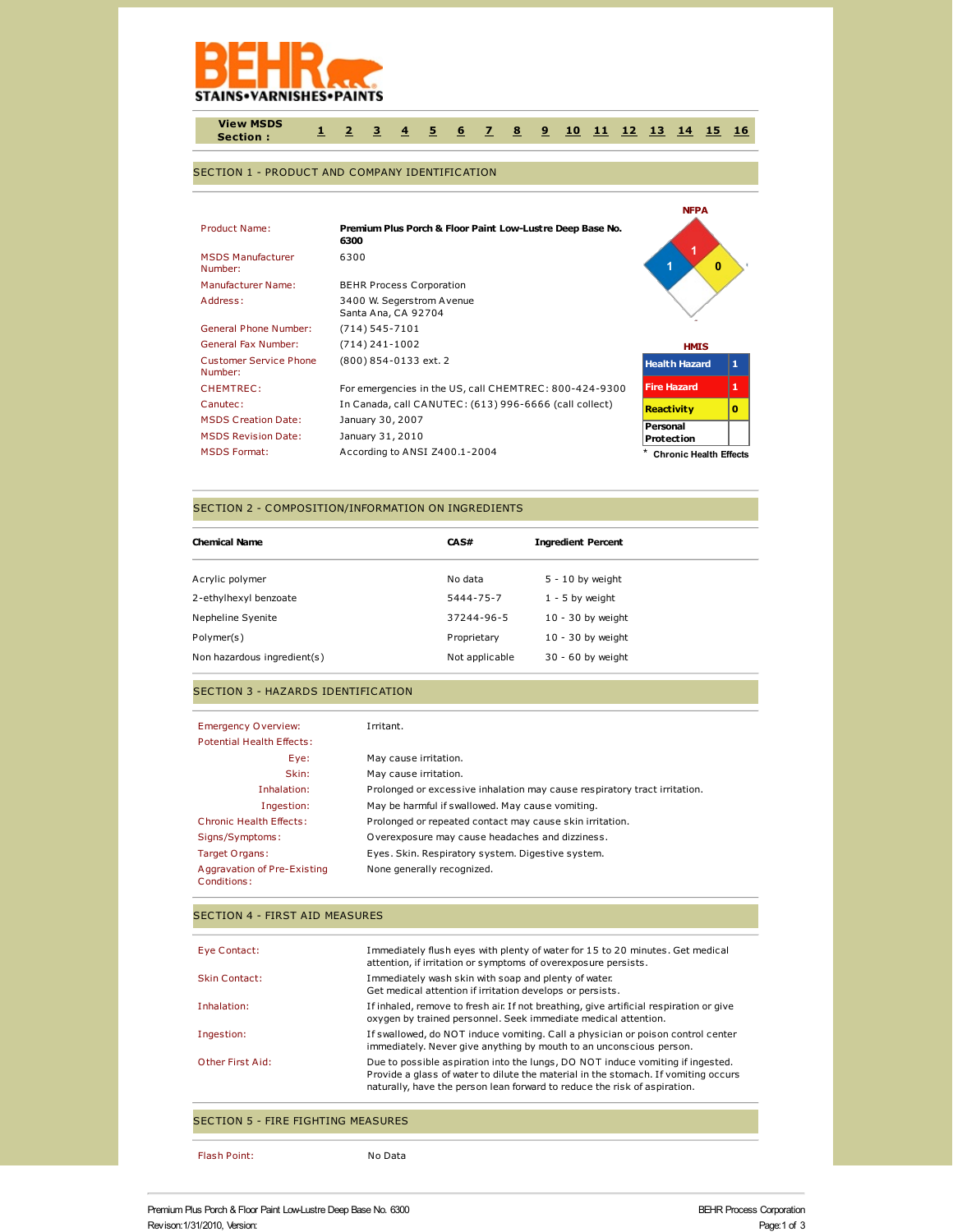BEHR STAINS•VARNISHES•PAINTS

View MSDS Section : 1 2 3 4 5 6 7 8 9 10 11 12 13 14 15 16

## SECTION 1 - PRODUCT AND COMPANY IDENTIFICATION

| | |
|---|---|
| Product Name: | **Premium Plus Porch & Floor Paint Low-Lustre Deep Base No. 6300** |
| MSDS Manufacturer Number: | 6300 |
| Manufacturer Name: | BEHR Process Corporation |
| Address: | 3400 W. Segerstrom Avenue<br>Santa Ana, CA 92704 |
| General Phone Number: | (714) 545-7101 |
| General Fax Number: | (714) 241-1002 |
| Customer Service Phone Number: | (800) 854-0133 ext. 2 |
| CHEMTREC: | For emergencies in the US, call CHEMTREC: 800-424-9300 |
| Canutec: | In Canada, call CANUTEC: (613) 996-6666 (call collect) |
| MSDS Creation Date: | January 30, 2007 |
| MSDS Revision Date: | January 31, 2010 |
| MSDS Format: | According to ANSI Z400.1-2004 |

**NFPA**

Health: 1, Fire: 1, Reactivity: 0

**HMIS**

| | |
|---|---|
| Health Hazard | 1 |
| Fire Hazard | 1 |
| Reactivity | 0 |
| Personal Protection | |

\* Chronic Health Effects

## SECTION 2 - COMPOSITION/INFORMATION ON INGREDIENTS

| Chemical Name | CAS# | Ingredient Percent |
|---|---|---|
| Acrylic polymer | No data | 5 - 10 by weight |
| 2-ethylhexyl benzoate | 5444-75-7 | 1 - 5 by weight |
| Nepheline Syenite | 37244-96-5 | 10 - 30 by weight |
| Polymer(s) | Proprietary | 10 - 30 by weight |
| Non hazardous ingredient(s) | Not applicable | 30 - 60 by weight |

## SECTION 3 - HAZARDS IDENTIFICATION

| | |
|---|---|
| Emergency Overview: | Irritant. |
| Potential Health Effects: | |
| Eye: | May cause irritation. |
| Skin: | May cause irritation. |
| Inhalation: | Prolonged or excessive inhalation may cause respiratory tract irritation. |
| Ingestion: | May be harmful if swallowed. May cause vomiting. |
| Chronic Health Effects: | Prolonged or repeated contact may cause skin irritation. |
| Signs/Symptoms: | Overexposure may cause headaches and dizziness. |
| Target Organs: | Eyes. Skin. Respiratory system. Digestive system. |
| Aggravation of Pre-Existing Conditions: | None generally recognized. |

## SECTION 4 - FIRST AID MEASURES

| | |
|---|---|
| Eye Contact: | Immediately flush eyes with plenty of water for 15 to 20 minutes. Get medical attention, if irritation or symptoms of overexposure persists. |
| Skin Contact: | Immediately wash skin with soap and plenty of water.<br>Get medical attention if irritation develops or persists. |
| Inhalation: | If inhaled, remove to fresh air. If not breathing, give artificial respiration or give oxygen by trained personnel. Seek immediate medical attention. |
| Ingestion: | If swallowed, do NOT induce vomiting. Call a physician or poison control center immediately. Never give anything by mouth to an unconscious person. |
| Other First Aid: | Due to possible aspiration into the lungs, DO NOT induce vomiting if ingested. Provide a glass of water to dilute the material in the stomach. If vomiting occurs naturally, have the person lean forward to reduce the risk of aspiration. |

## SECTION 5 - FIRE FIGHTING MEASURES

| | |
|---|---|
| Flash Point: | No Data |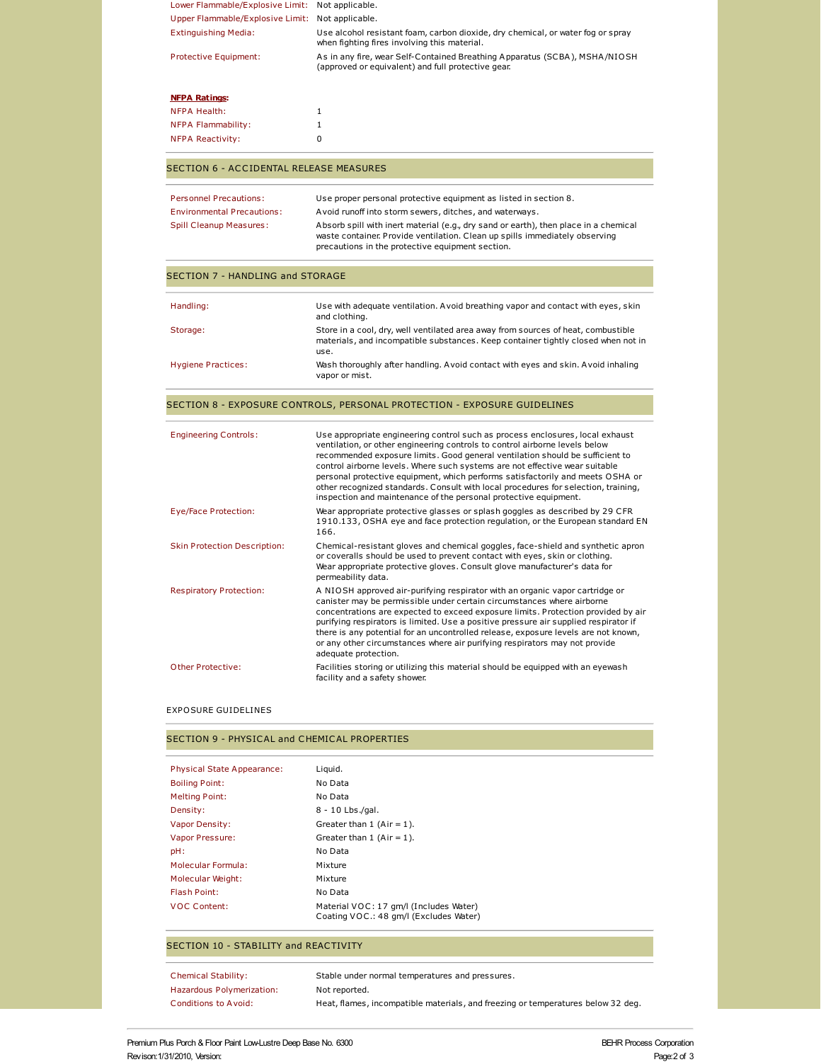| | |
|---|---|
| Lower Flammable/Explosive Limit: | Not applicable. |
| Upper Flammable/Explosive Limit: | Not applicable. |
| Extinguishing Media: | Use alcohol resistant foam, carbon dioxide, dry chemical, or water fog or spray when fighting fires involving this material. |
| Protective Equipment: | As in any fire, wear Self-Contained Breathing Apparatus (SCBA), MSHA/NIOSH (approved or equivalent) and full protective gear. |

**NFPA Ratings:**

| | |
|---|---|
| NFPA Health: | 1 |
| NFPA Flammability: | 1 |
| NFPA Reactivity: | 0 |

## SECTION 6 - ACCIDENTAL RELEASE MEASURES

| | |
|---|---|
| Personnel Precautions: | Use proper personal protective equipment as listed in section 8. |
| Environmental Precautions: | Avoid runoff into storm sewers, ditches, and waterways. |
| Spill Cleanup Measures: | Absorb spill with inert material (e.g., dry sand or earth), then place in a chemical waste container. Provide ventilation. Clean up spills immediately observing precautions in the protective equipment section. |

## SECTION 7 - HANDLING and STORAGE

| | |
|---|---|
| Handling: | Use with adequate ventilation. Avoid breathing vapor and contact with eyes, skin and clothing. |
| Storage: | Store in a cool, dry, well ventilated area away from sources of heat, combustible materials, and incompatible substances. Keep container tightly closed when not in use. |
| Hygiene Practices: | Wash thoroughly after handling. Avoid contact with eyes and skin. Avoid inhaling vapor or mist. |

## SECTION 8 - EXPOSURE CONTROLS, PERSONAL PROTECTION - EXPOSURE GUIDELINES

| | |
|---|---|
| Engineering Controls: | Use appropriate engineering control such as process enclosures, local exhaust ventilation, or other engineering controls to control airborne levels below recommended exposure limits. Good general ventilation should be sufficient to control airborne levels. Where such systems are not effective wear suitable personal protective equipment, which performs satisfactorily and meets OSHA or other recognized standards. Consult with local procedures for selection, training, inspection and maintenance of the personal protective equipment. |
| Eye/Face Protection: | Wear appropriate protective glasses or splash goggles as described by 29 CFR 1910.133, OSHA eye and face protection regulation, or the European standard EN 166. |
| Skin Protection Description: | Chemical-resistant gloves and chemical goggles, face-shield and synthetic apron or coveralls should be used to prevent contact with eyes, skin or clothing. Wear appropriate protective gloves. Consult glove manufacturer's data for permeability data. |
| Respiratory Protection: | A NIOSH approved air-purifying respirator with an organic vapor cartridge or canister may be permissible under certain circumstances where airborne concentrations are expected to exceed exposure limits. Protection provided by air purifying respirators is limited. Use a positive pressure air supplied respirator if there is any potential for an uncontrolled release, exposure levels are not known, or any other circumstances where air purifying respirators may not provide adequate protection. |
| Other Protective: | Facilities storing or utilizing this material should be equipped with an eyewash facility and a safety shower. |

EXPOSURE GUIDELINES

## SECTION 9 - PHYSICAL and CHEMICAL PROPERTIES

| | |
|---|---|
| Physical State Appearance: | Liquid. |
| Boiling Point: | No Data |
| Melting Point: | No Data |
| Density: | 8 - 10 Lbs./gal. |
| Vapor Density: | Greater than 1 (Air = 1). |
| Vapor Pressure: | Greater than 1 (Air = 1). |
| pH: | No Data |
| Molecular Formula: | Mixture |
| Molecular Weight: | Mixture |
| Flash Point: | No Data |
| VOC Content: | Material VOC: 17 gm/l (Includes Water)<br>Coating VOC.: 48 gm/l (Excludes Water) |

## SECTION 10 - STABILITY and REACTIVITY

| | |
|---|---|
| Chemical Stability: | Stable under normal temperatures and pressures. |
| Hazardous Polymerization: | Not reported. |
| Conditions to Avoid: | Heat, flames, incompatible materials, and freezing or temperatures below 32 deg. |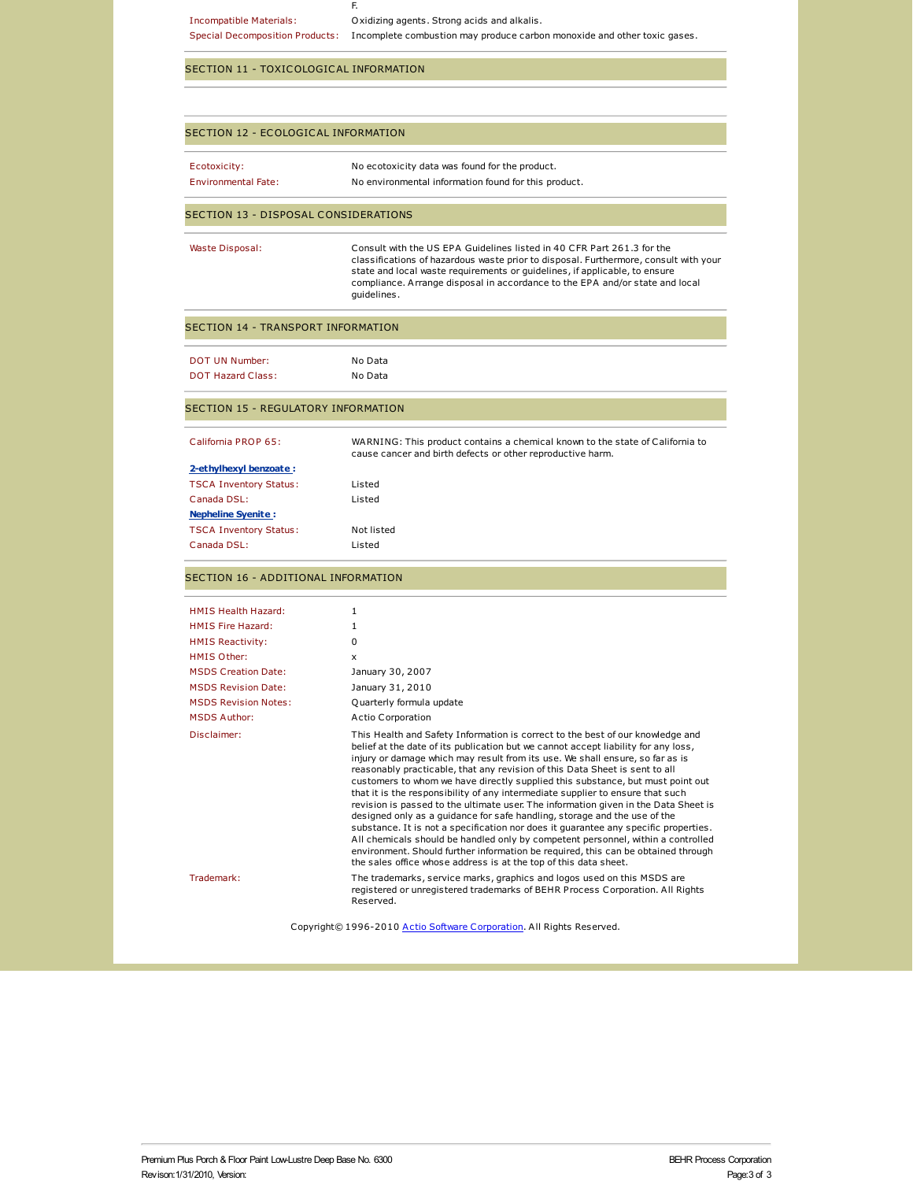F.

| | |
|---|---|
| Incompatible Materials: | Oxidizing agents. Strong acids and alkalis. |
| Special Decomposition Products: | Incomplete combustion may produce carbon monoxide and other toxic gases. |

## SECTION 11 - TOXICOLOGICAL INFORMATION

## SECTION 12 - ECOLOGICAL INFORMATION

| | |
|---|---|
| Ecotoxicity: | No ecotoxicity data was found for the product. |
| Environmental Fate: | No environmental information found for this product. |

## SECTION 13 - DISPOSAL CONSIDERATIONS

| | |
|---|---|
| Waste Disposal: | Consult with the US EPA Guidelines listed in 40 CFR Part 261.3 for the classifications of hazardous waste prior to disposal. Furthermore, consult with your state and local waste requirements or guidelines, if applicable, to ensure compliance. Arrange disposal in accordance to the EPA and/or state and local guidelines. |

## SECTION 14 - TRANSPORT INFORMATION

| | |
|---|---|
| DOT UN Number: | No Data |
| DOT Hazard Class: | No Data |

## SECTION 15 - REGULATORY INFORMATION

| | |
|---|---|
| California PROP 65: | WARNING: This product contains a chemical known to the state of California to cause cancer and birth defects or other reproductive harm. |

**2-ethylhexyl benzoate :**

| | |
|---|---|
| TSCA Inventory Status: | Listed |
| Canada DSL: | Listed |

**Nepheline Syenite :**

| | |
|---|---|
| TSCA Inventory Status: | Not listed |
| Canada DSL: | Listed |

## SECTION 16 - ADDITIONAL INFORMATION

| | |
|---|---|
| HMIS Health Hazard: | 1 |
| HMIS Fire Hazard: | 1 |
| HMIS Reactivity: | 0 |
| HMIS Other: | x |
| MSDS Creation Date: | January 30, 2007 |
| MSDS Revision Date: | January 31, 2010 |
| MSDS Revision Notes: | Quarterly formula update |
| MSDS Author: | Actio Corporation |
| Disclaimer: | This Health and Safety Information is correct to the best of our knowledge and belief at the date of its publication but we cannot accept liability for any loss, injury or damage which may result from its use. We shall ensure, so far as is reasonably practicable, that any revision of this Data Sheet is sent to all customers to whom we have directly supplied this substance, but must point out that it is the responsibility of any intermediate supplier to ensure that such revision is passed to the ultimate user. The information given in the Data Sheet is designed only as a guidance for safe handling, storage and the use of the substance. It is not a specification nor does it guarantee any specific properties. All chemicals should be handled only by competent personnel, within a controlled environment. Should further information be required, this can be obtained through the sales office whose address is at the top of this data sheet. |
| Trademark: | The trademarks, service marks, graphics and logos used on this MSDS are registered or unregistered trademarks of BEHR Process Corporation. All Rights Reserved. |

Copyright© 1996-2010 Actio Software Corporation. All Rights Reserved.